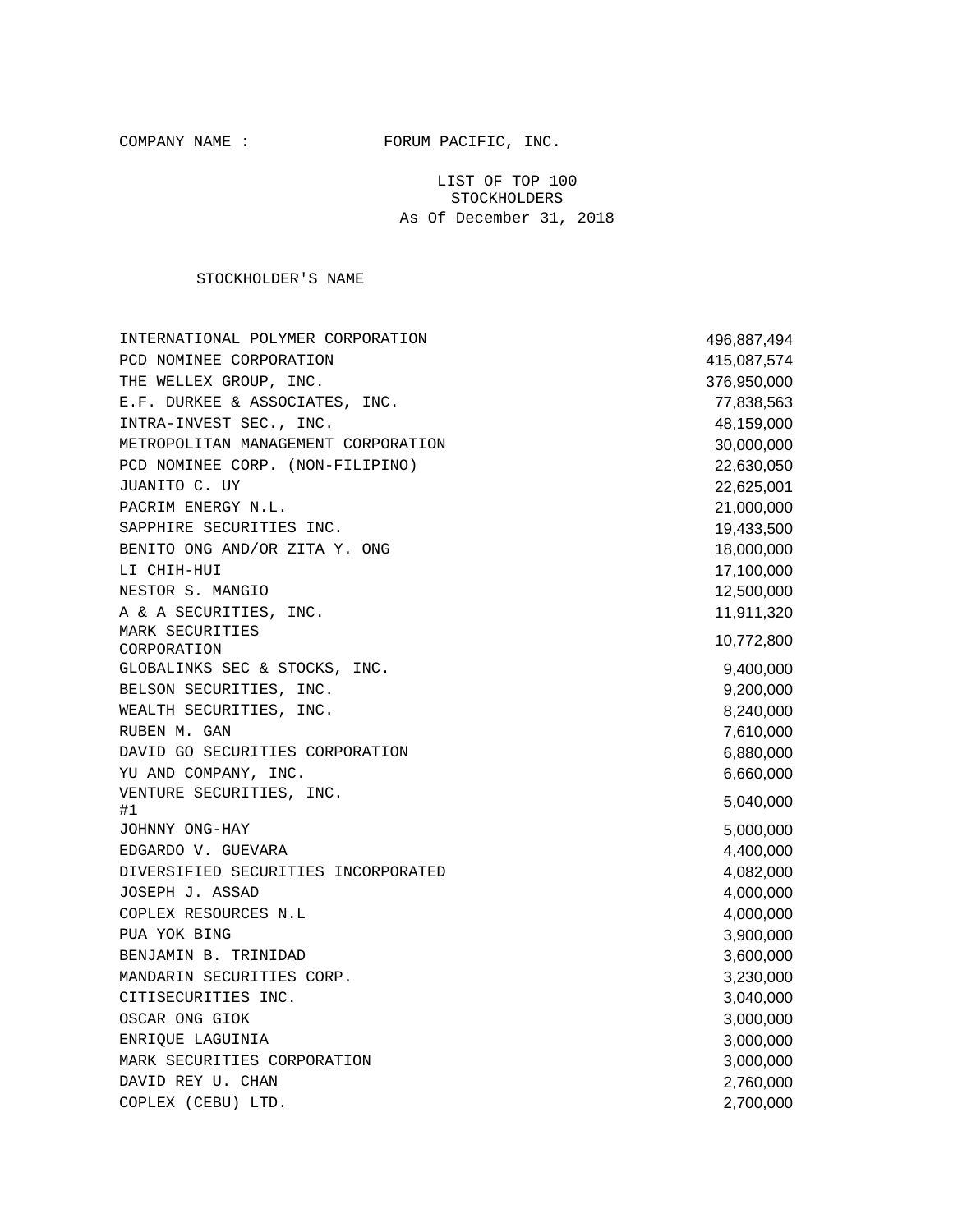COMPANY NAME : FORUM PACIFIC, INC.

LIST OF TOP 100 STOCKHOLDERS
As Of December 31, 2018

| STOCKHOLDER'S NAME | |
|---|---|
| INTERNATIONAL POLYMER CORPORATION | 496,887,494 |
| PCD NOMINEE CORPORATION | 415,087,574 |
| THE WELLEX GROUP, INC. | 376,950,000 |
| E.F. DURKEE & ASSOCIATES, INC. | 77,838,563 |
| INTRA-INVEST SEC., INC. | 48,159,000 |
| METROPOLITAN MANAGEMENT CORPORATION | 30,000,000 |
| PCD NOMINEE CORP. (NON-FILIPINO) | 22,630,050 |
| JUANITO C. UY | 22,625,001 |
| PACRIM ENERGY N.L. | 21,000,000 |
| SAPPHIRE SECURITIES INC. | 19,433,500 |
| BENITO ONG AND/OR ZITA Y. ONG | 18,000,000 |
| LI CHIH-HUI | 17,100,000 |
| NESTOR S. MANGIO | 12,500,000 |
| A & A SECURITIES, INC. | 11,911,320 |
| MARK SECURITIES CORPORATION | 10,772,800 |
| GLOBALINKS SEC & STOCKS, INC. | 9,400,000 |
| BELSON SECURITIES, INC. | 9,200,000 |
| WEALTH SECURITIES, INC. | 8,240,000 |
| RUBEN M. GAN | 7,610,000 |
| DAVID GO SECURITIES CORPORATION | 6,880,000 |
| YU AND COMPANY, INC. | 6,660,000 |
| VENTURE SECURITIES, INC. #1 | 5,040,000 |
| JOHNNY ONG-HAY | 5,000,000 |
| EDGARDO V. GUEVARA | 4,400,000 |
| DIVERSIFIED SECURITIES INCORPORATED | 4,082,000 |
| JOSEPH J. ASSAD | 4,000,000 |
| COPLEX RESOURCES N.L | 4,000,000 |
| PUA YOK BING | 3,900,000 |
| BENJAMIN B. TRINIDAD | 3,600,000 |
| MANDARIN SECURITIES CORP. | 3,230,000 |
| CITISECURITIES INC. | 3,040,000 |
| OSCAR ONG GIOK | 3,000,000 |
| ENRIQUE LAGUINIA | 3,000,000 |
| MARK SECURITIES CORPORATION | 3,000,000 |
| DAVID REY U. CHAN | 2,760,000 |
| COPLEX (CEBU) LTD. | 2,700,000 |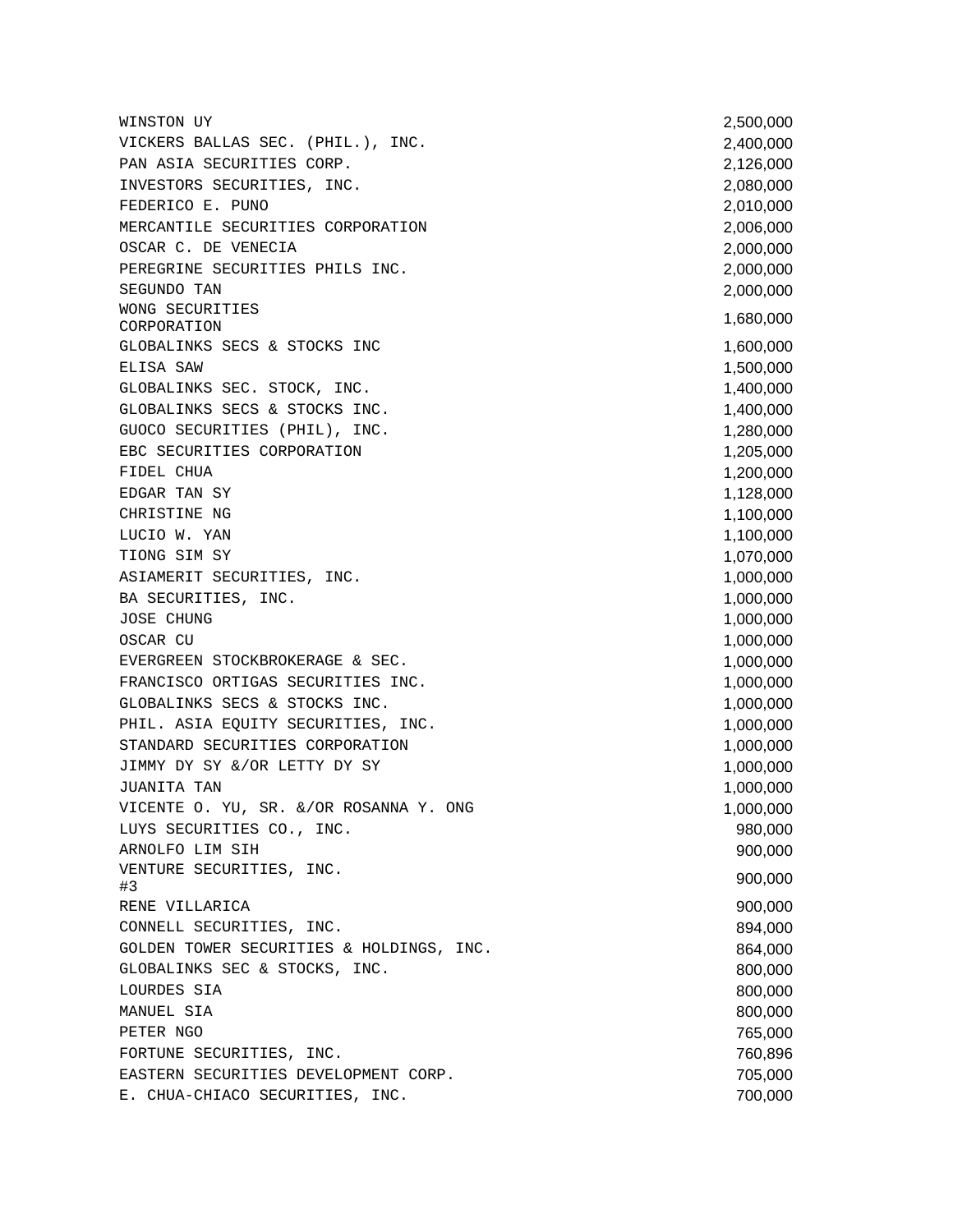| | |
|---|---|
| WINSTON UY | 2,500,000 |
| VICKERS BALLAS SEC. (PHIL.), INC. | 2,400,000 |
| PAN ASIA SECURITIES CORP. | 2,126,000 |
| INVESTORS SECURITIES, INC. | 2,080,000 |
| FEDERICO E. PUNO | 2,010,000 |
| MERCANTILE SECURITIES CORPORATION | 2,006,000 |
| OSCAR C. DE VENECIA | 2,000,000 |
| PEREGRINE SECURITIES PHILS INC. | 2,000,000 |
| SEGUNDO TAN | 2,000,000 |
| WONG SECURITIES CORPORATION | 1,680,000 |
| GLOBALINKS SECS & STOCKS INC | 1,600,000 |
| ELISA SAW | 1,500,000 |
| GLOBALINKS SEC. STOCK, INC. | 1,400,000 |
| GLOBALINKS SECS & STOCKS INC. | 1,400,000 |
| GUOCO SECURITIES (PHIL), INC. | 1,280,000 |
| EBC SECURITIES CORPORATION | 1,205,000 |
| FIDEL CHUA | 1,200,000 |
| EDGAR TAN SY | 1,128,000 |
| CHRISTINE NG | 1,100,000 |
| LUCIO W. YAN | 1,100,000 |
| TIONG SIM SY | 1,070,000 |
| ASIAMERIT SECURITIES, INC. | 1,000,000 |
| BA SECURITIES, INC. | 1,000,000 |
| JOSE CHUNG | 1,000,000 |
| OSCAR CU | 1,000,000 |
| EVERGREEN STOCKBROKERAGE & SEC. | 1,000,000 |
| FRANCISCO ORTIGAS SECURITIES INC. | 1,000,000 |
| GLOBALINKS SECS & STOCKS INC. | 1,000,000 |
| PHIL. ASIA EQUITY SECURITIES, INC. | 1,000,000 |
| STANDARD SECURITIES CORPORATION | 1,000,000 |
| JIMMY DY SY &/OR LETTY DY SY | 1,000,000 |
| JUANITA TAN | 1,000,000 |
| VICENTE O. YU, SR. &/OR ROSANNA Y. ONG | 1,000,000 |
| LUYS SECURITIES CO., INC. | 980,000 |
| ARNOLFO LIM SIH | 900,000 |
| VENTURE SECURITIES, INC. #3 | 900,000 |
| RENE VILLARICA | 900,000 |
| CONNELL SECURITIES, INC. | 894,000 |
| GOLDEN TOWER SECURITIES & HOLDINGS, INC. | 864,000 |
| GLOBALINKS SEC & STOCKS, INC. | 800,000 |
| LOURDES SIA | 800,000 |
| MANUEL SIA | 800,000 |
| PETER NGO | 765,000 |
| FORTUNE SECURITIES, INC. | 760,896 |
| EASTERN SECURITIES DEVELOPMENT CORP. | 705,000 |
| E. CHUA-CHIACO SECURITIES, INC. | 700,000 |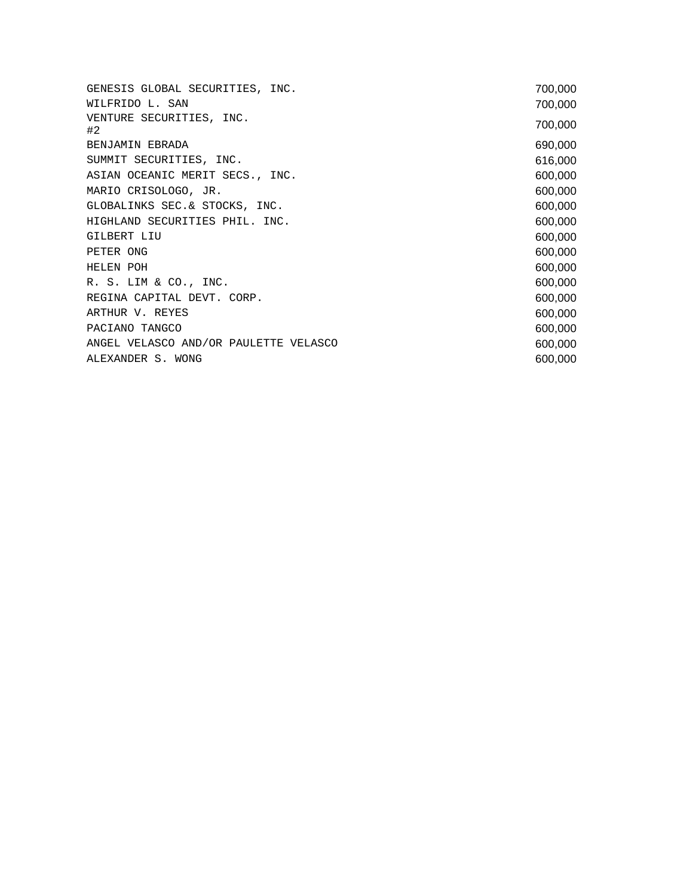| | |
|---|---|
| GENESIS GLOBAL SECURITIES, INC. | 700,000 |
| WILFRIDO L. SAN | 700,000 |
| VENTURE SECURITIES, INC. #2 | 700,000 |
| BENJAMIN EBRADA | 690,000 |
| SUMMIT SECURITIES, INC. | 616,000 |
| ASIAN OCEANIC MERIT SECS., INC. | 600,000 |
| MARIO CRISOLOGO, JR. | 600,000 |
| GLOBALINKS SEC.& STOCKS, INC. | 600,000 |
| HIGHLAND SECURITIES PHIL. INC. | 600,000 |
| GILBERT LIU | 600,000 |
| PETER ONG | 600,000 |
| HELEN POH | 600,000 |
| R. S. LIM & CO., INC. | 600,000 |
| REGINA CAPITAL DEVT. CORP. | 600,000 |
| ARTHUR V. REYES | 600,000 |
| PACIANO TANGCO | 600,000 |
| ANGEL VELASCO AND/OR PAULETTE VELASCO | 600,000 |
| ALEXANDER S. WONG | 600,000 |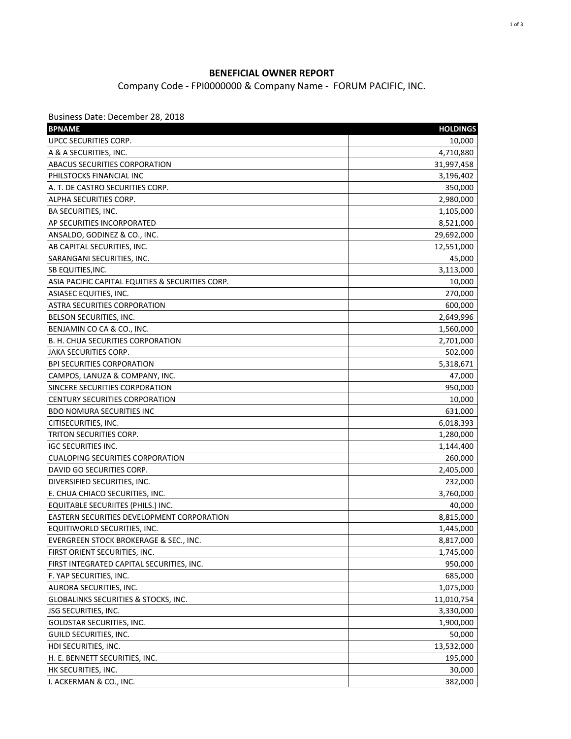**BENEFICIAL OWNER REPORT**

Company Code - FPI0000000 & Company Name - FORUM PACIFIC, INC.

Business Date: December 28, 2018

| BPNAME | HOLDINGS |
|---|---:|
| UPCC SECURITIES CORP. | 10,000 |
| A & A SECURITIES, INC. | 4,710,880 |
| ABACUS SECURITIES CORPORATION | 31,997,458 |
| PHILSTOCKS FINANCIAL INC | 3,196,402 |
| A. T. DE CASTRO SECURITIES CORP. | 350,000 |
| ALPHA SECURITIES CORP. | 2,980,000 |
| BA SECURITIES, INC. | 1,105,000 |
| AP SECURITIES INCORPORATED | 8,521,000 |
| ANSALDO, GODINEZ & CO., INC. | 29,692,000 |
| AB CAPITAL SECURITIES, INC. | 12,551,000 |
| SARANGANI SECURITIES, INC. | 45,000 |
| SB EQUITIES,INC. | 3,113,000 |
| ASIA PACIFIC CAPITAL EQUITIES & SECURITIES CORP. | 10,000 |
| ASIASEC EQUITIES, INC. | 270,000 |
| ASTRA SECURITIES CORPORATION | 600,000 |
| BELSON SECURITIES, INC. | 2,649,996 |
| BENJAMIN CO CA & CO., INC. | 1,560,000 |
| B. H. CHUA SECURITIES CORPORATION | 2,701,000 |
| JAKA SECURITIES CORP. | 502,000 |
| BPI SECURITIES CORPORATION | 5,318,671 |
| CAMPOS, LANUZA & COMPANY, INC. | 47,000 |
| SINCERE SECURITIES CORPORATION | 950,000 |
| CENTURY SECURITIES CORPORATION | 10,000 |
| BDO NOMURA SECURITIES INC | 631,000 |
| CITISECURITIES, INC. | 6,018,393 |
| TRITON SECURITIES CORP. | 1,280,000 |
| IGC SECURITIES INC. | 1,144,400 |
| CUALOPING SECURITIES CORPORATION | 260,000 |
| DAVID GO SECURITIES CORP. | 2,405,000 |
| DIVERSIFIED SECURITIES, INC. | 232,000 |
| E. CHUA CHIACO SECURITIES, INC. | 3,760,000 |
| EQUITABLE SECURIITES (PHILS.) INC. | 40,000 |
| EASTERN SECURITIES DEVELOPMENT CORPORATION | 8,815,000 |
| EQUITIWORLD SECURITIES, INC. | 1,445,000 |
| EVERGREEN STOCK BROKERAGE & SEC., INC. | 8,817,000 |
| FIRST ORIENT SECURITIES, INC. | 1,745,000 |
| FIRST INTEGRATED CAPITAL SECURITIES, INC. | 950,000 |
| F. YAP SECURITIES, INC. | 685,000 |
| AURORA SECURITIES, INC. | 1,075,000 |
| GLOBALINKS SECURITIES & STOCKS, INC. | 11,010,754 |
| JSG SECURITIES, INC. | 3,330,000 |
| GOLDSTAR SECURITIES, INC. | 1,900,000 |
| GUILD SECURITIES, INC. | 50,000 |
| HDI SECURITIES, INC. | 13,532,000 |
| H. E. BENNETT SECURITIES, INC. | 195,000 |
| HK SECURITIES, INC. | 30,000 |
| I. ACKERMAN & CO., INC. | 382,000 |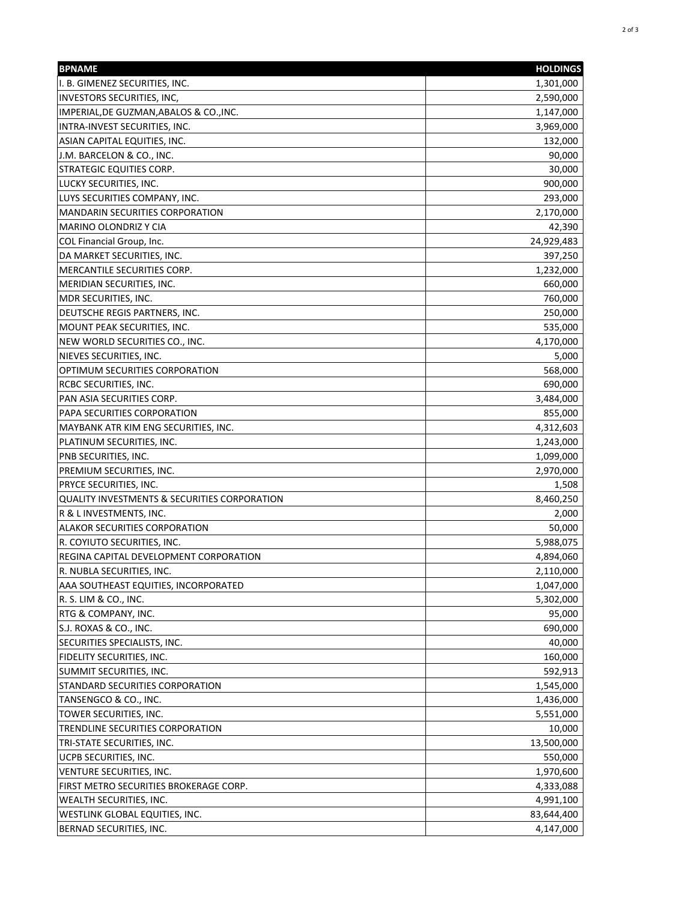| BPNAME | HOLDINGS |
| --- | ---: |
| I. B. GIMENEZ SECURITIES, INC. | 1,301,000 |
| INVESTORS SECURITIES, INC, | 2,590,000 |
| IMPERIAL,DE GUZMAN,ABALOS & CO.,INC. | 1,147,000 |
| INTRA-INVEST SECURITIES, INC. | 3,969,000 |
| ASIAN CAPITAL EQUITIES, INC. | 132,000 |
| J.M. BARCELON & CO., INC. | 90,000 |
| STRATEGIC EQUITIES CORP. | 30,000 |
| LUCKY SECURITIES, INC. | 900,000 |
| LUYS SECURITIES COMPANY, INC. | 293,000 |
| MANDARIN SECURITIES CORPORATION | 2,170,000 |
| MARINO OLONDRIZ Y CIA | 42,390 |
| COL Financial Group, Inc. | 24,929,483 |
| DA MARKET SECURITIES, INC. | 397,250 |
| MERCANTILE SECURITIES CORP. | 1,232,000 |
| MERIDIAN SECURITIES, INC. | 660,000 |
| MDR SECURITIES, INC. | 760,000 |
| DEUTSCHE REGIS PARTNERS, INC. | 250,000 |
| MOUNT PEAK SECURITIES, INC. | 535,000 |
| NEW WORLD SECURITIES CO., INC. | 4,170,000 |
| NIEVES SECURITIES, INC. | 5,000 |
| OPTIMUM SECURITIES CORPORATION | 568,000 |
| RCBC SECURITIES, INC. | 690,000 |
| PAN ASIA SECURITIES CORP. | 3,484,000 |
| PAPA SECURITIES CORPORATION | 855,000 |
| MAYBANK ATR KIM ENG SECURITIES, INC. | 4,312,603 |
| PLATINUM SECURITIES, INC. | 1,243,000 |
| PNB SECURITIES, INC. | 1,099,000 |
| PREMIUM SECURITIES, INC. | 2,970,000 |
| PRYCE SECURITIES, INC. | 1,508 |
| QUALITY INVESTMENTS & SECURITIES CORPORATION | 8,460,250 |
| R & L INVESTMENTS, INC. | 2,000 |
| ALAKOR SECURITIES CORPORATION | 50,000 |
| R. COYIUTO SECURITIES, INC. | 5,988,075 |
| REGINA CAPITAL DEVELOPMENT CORPORATION | 4,894,060 |
| R. NUBLA SECURITIES, INC. | 2,110,000 |
| AAA SOUTHEAST EQUITIES, INCORPORATED | 1,047,000 |
| R. S. LIM & CO., INC. | 5,302,000 |
| RTG & COMPANY, INC. | 95,000 |
| S.J. ROXAS & CO., INC. | 690,000 |
| SECURITIES SPECIALISTS, INC. | 40,000 |
| FIDELITY SECURITIES, INC. | 160,000 |
| SUMMIT SECURITIES, INC. | 592,913 |
| STANDARD SECURITIES CORPORATION | 1,545,000 |
| TANSENGCO & CO., INC. | 1,436,000 |
| TOWER SECURITIES, INC. | 5,551,000 |
| TRENDLINE SECURITIES CORPORATION | 10,000 |
| TRI-STATE SECURITIES, INC. | 13,500,000 |
| UCPB SECURITIES, INC. | 550,000 |
| VENTURE SECURITIES, INC. | 1,970,600 |
| FIRST METRO SECURITIES BROKERAGE CORP. | 4,333,088 |
| WEALTH SECURITIES, INC. | 4,991,100 |
| WESTLINK GLOBAL EQUITIES, INC. | 83,644,400 |
| BERNAD SECURITIES, INC. | 4,147,000 |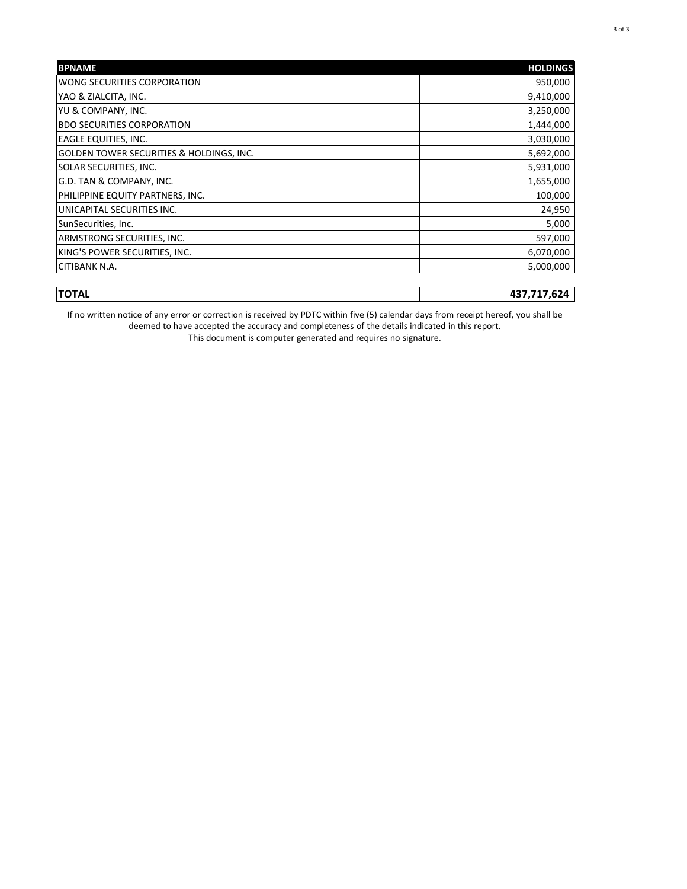| BPNAME | HOLDINGS |
| --- | --- |
| WONG SECURITIES CORPORATION | 950,000 |
| YAO & ZIALCITA, INC. | 9,410,000 |
| YU & COMPANY, INC. | 3,250,000 |
| BDO SECURITIES CORPORATION | 1,444,000 |
| EAGLE EQUITIES, INC. | 3,030,000 |
| GOLDEN TOWER SECURITIES & HOLDINGS, INC. | 5,692,000 |
| SOLAR SECURITIES, INC. | 5,931,000 |
| G.D. TAN & COMPANY, INC. | 1,655,000 |
| PHILIPPINE EQUITY PARTNERS, INC. | 100,000 |
| UNICAPITAL SECURITIES INC. | 24,950 |
| SunSecurities, Inc. | 5,000 |
| ARMSTRONG SECURITIES, INC. | 597,000 |
| KING'S POWER SECURITIES, INC. | 6,070,000 |
| CITIBANK N.A. | 5,000,000 |
| **TOTAL** | **437,717,624** |

If no written notice of any error or correction is received by PDTC within five (5) calendar days from receipt hereof, you shall be deemed to have accepted the accuracy and completeness of the details indicated in this report.
This document is computer generated and requires no signature.